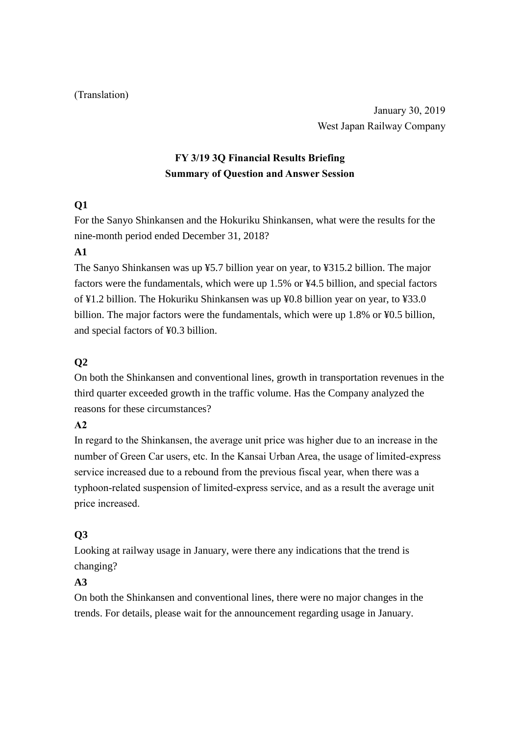(Translation)

January 30, 2019
West Japan Railway Company

# FY 3/19 3Q Financial Results Briefing
## Summary of Question and Answer Session

**Q1**

For the Sanyo Shinkansen and the Hokuriku Shinkansen, what were the results for the nine-month period ended December 31, 2018?

**A1**

The Sanyo Shinkansen was up ¥5.7 billion year on year, to ¥315.2 billion. The major factors were the fundamentals, which were up 1.5% or ¥4.5 billion, and special factors of ¥1.2 billion. The Hokuriku Shinkansen was up ¥0.8 billion year on year, to ¥33.0 billion. The major factors were the fundamentals, which were up 1.8% or ¥0.5 billion, and special factors of ¥0.3 billion.

**Q2**

On both the Shinkansen and conventional lines, growth in transportation revenues in the third quarter exceeded growth in the traffic volume. Has the Company analyzed the reasons for these circumstances?

**A2**

In regard to the Shinkansen, the average unit price was higher due to an increase in the number of Green Car users, etc. In the Kansai Urban Area, the usage of limited-express service increased due to a rebound from the previous fiscal year, when there was a typhoon-related suspension of limited-express service, and as a result the average unit price increased.

**Q3**

Looking at railway usage in January, were there any indications that the trend is changing?

**A3**

On both the Shinkansen and conventional lines, there were no major changes in the trends. For details, please wait for the announcement regarding usage in January.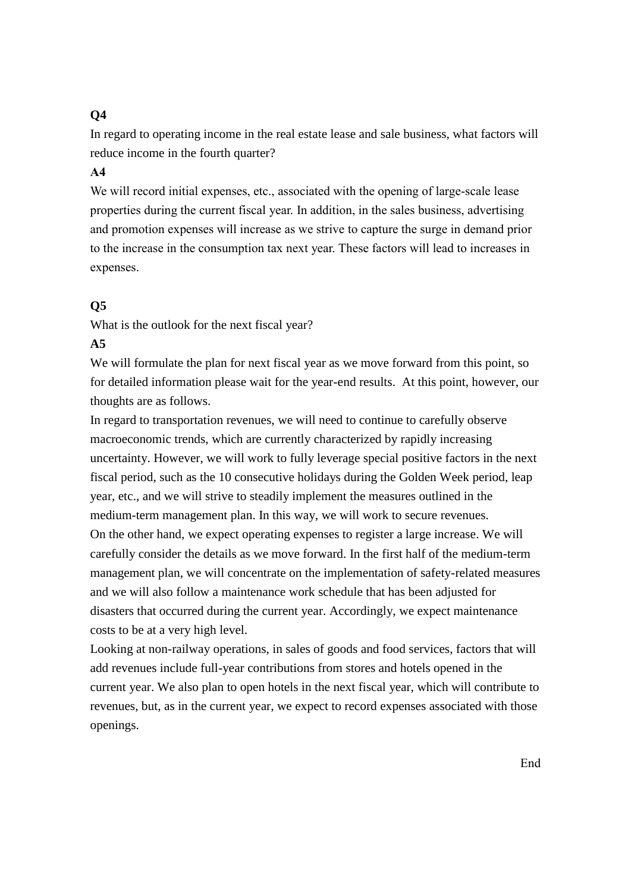**Q4**

In regard to operating income in the real estate lease and sale business, what factors will reduce income in the fourth quarter?

**A4**

We will record initial expenses, etc., associated with the opening of large-scale lease properties during the current fiscal year. In addition, in the sales business, advertising and promotion expenses will increase as we strive to capture the surge in demand prior to the increase in the consumption tax next year. These factors will lead to increases in expenses.

**Q5**

What is the outlook for the next fiscal year?

**A5**

We will formulate the plan for next fiscal year as we move forward from this point, so for detailed information please wait for the year-end results. At this point, however, our thoughts are as follows.

In regard to transportation revenues, we will need to continue to carefully observe macroeconomic trends, which are currently characterized by rapidly increasing uncertainty. However, we will work to fully leverage special positive factors in the next fiscal period, such as the 10 consecutive holidays during the Golden Week period, leap year, etc., and we will strive to steadily implement the measures outlined in the medium-term management plan. In this way, we will work to secure revenues.

On the other hand, we expect operating expenses to register a large increase. We will carefully consider the details as we move forward. In the first half of the medium-term management plan, we will concentrate on the implementation of safety-related measures and we will also follow a maintenance work schedule that has been adjusted for disasters that occurred during the current year. Accordingly, we expect maintenance costs to be at a very high level.

Looking at non-railway operations, in sales of goods and food services, factors that will add revenues include full-year contributions from stores and hotels opened in the current year. We also plan to open hotels in the next fiscal year, which will contribute to revenues, but, as in the current year, we expect to record expenses associated with those openings.

End